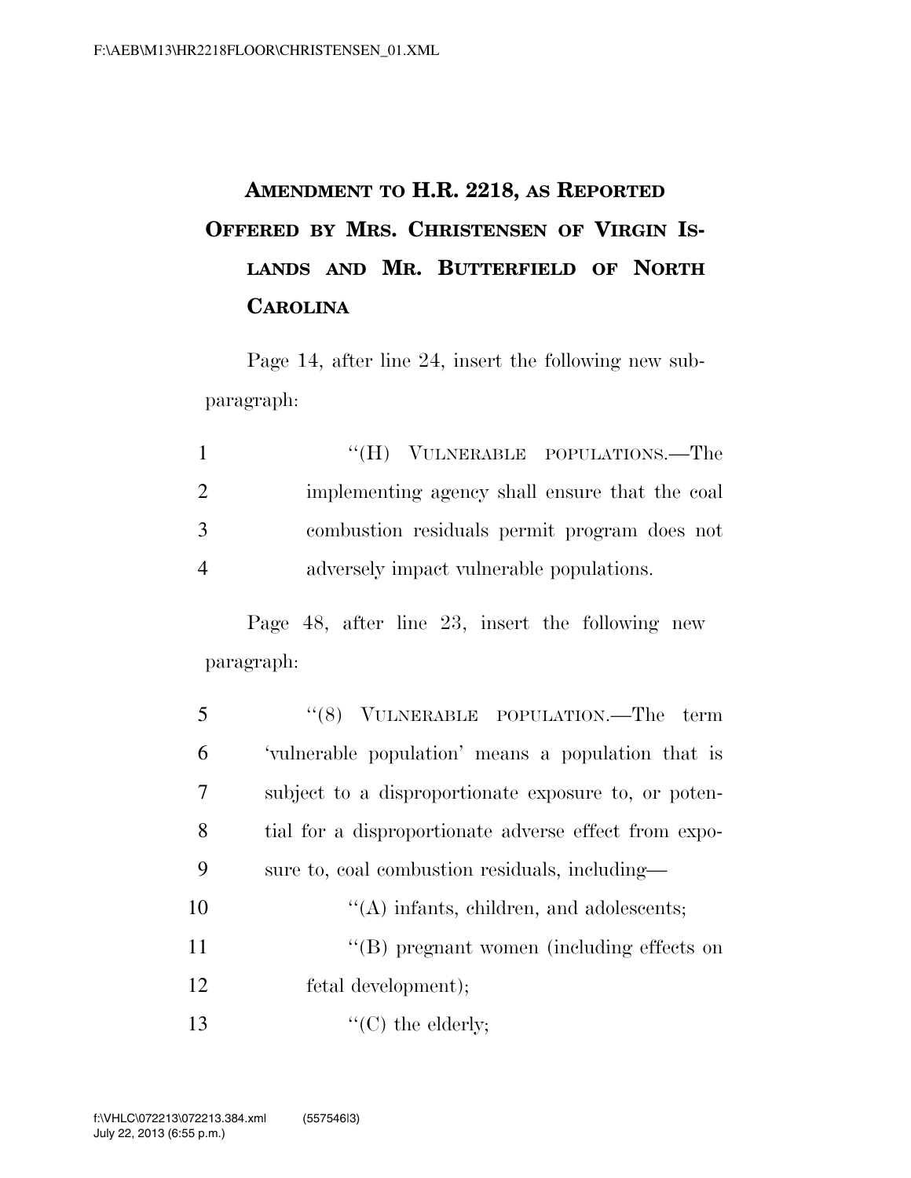# AMENDMENT TO H.R. 2218, AS REPORTED OFFERED BY MRS. CHRISTENSEN OF VIRGIN ISLANDS AND MR. BUTTERFIELD OF NORTH CAROLINA

Page 14, after line 24, insert the following new subparagraph:

"(H) VULNERABLE POPULATIONS.—The implementing agency shall ensure that the coal combustion residuals permit program does not adversely impact vulnerable populations.

Page 48, after line 23, insert the following new paragraph:

"(8) VULNERABLE POPULATION.—The term 'vulnerable population' means a population that is subject to a disproportionate exposure to, or potential for a disproportionate adverse effect from exposure to, coal combustion residuals, including—

"(A) infants, children, and adolescents;

"(B) pregnant women (including effects on fetal development);

"(C) the elderly;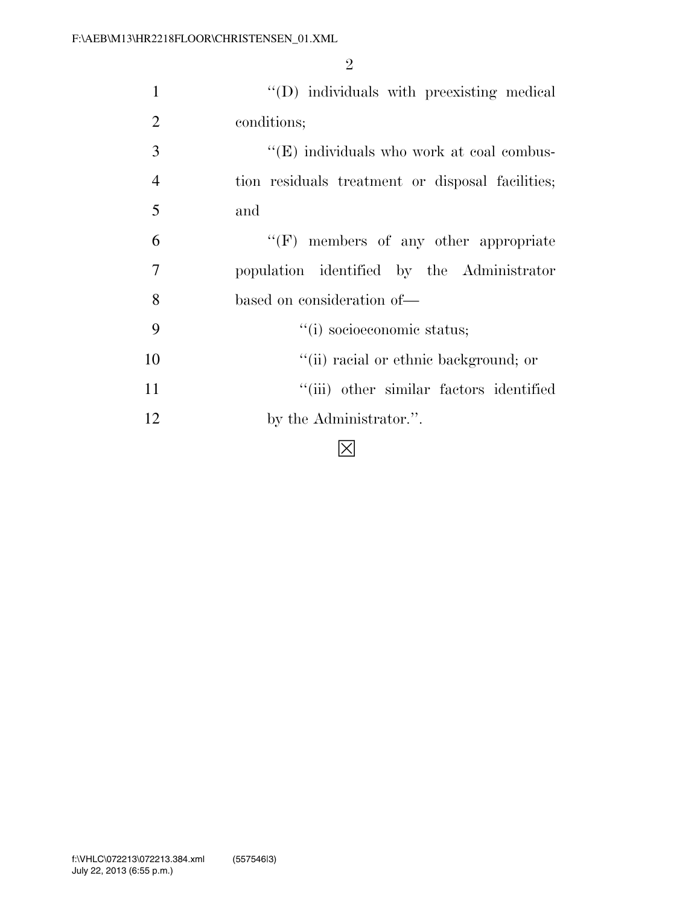''(D) individuals with preexisting medical conditions;

''(E) individuals who work at coal combustion residuals treatment or disposal facilities; and

''(F) members of any other appropriate population identified by the Administrator based on consideration of—

''(i) socioeconomic status;

''(ii) racial or ethnic background; or

''(iii) other similar factors identified by the Administrator.''.